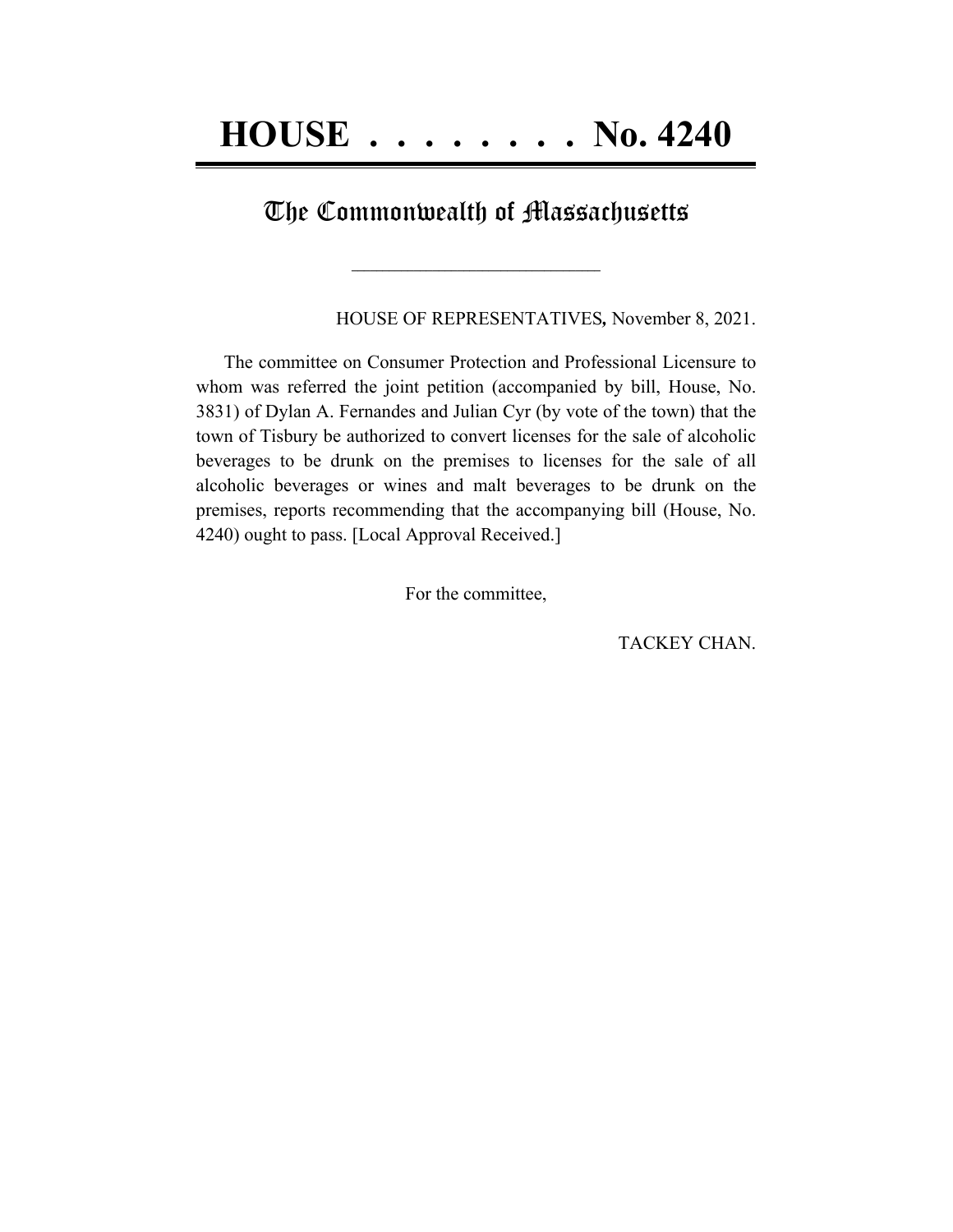# HOUSE . . . . . . . . No. 4240

## The Commonwealth of Massachusetts

\_\_\_\_\_\_\_\_\_\_\_\_\_\_\_\_\_\_\_\_\_\_\_\_\_\_\_\_

HOUSE OF REPRESENTATIVES**,** November 8, 2021.

The committee on Consumer Protection and Professional Licensure to whom was referred the joint petition (accompanied by bill, House, No. 3831) of Dylan A. Fernandes and Julian Cyr (by vote of the town) that the town of Tisbury be authorized to convert licenses for the sale of alcoholic beverages to be drunk on the premises to licenses for the sale of all alcoholic beverages or wines and malt beverages to be drunk on the premises, reports recommending that the accompanying bill (House, No. 4240) ought to pass. [Local Approval Received.]

For the committee,

TACKEY CHAN.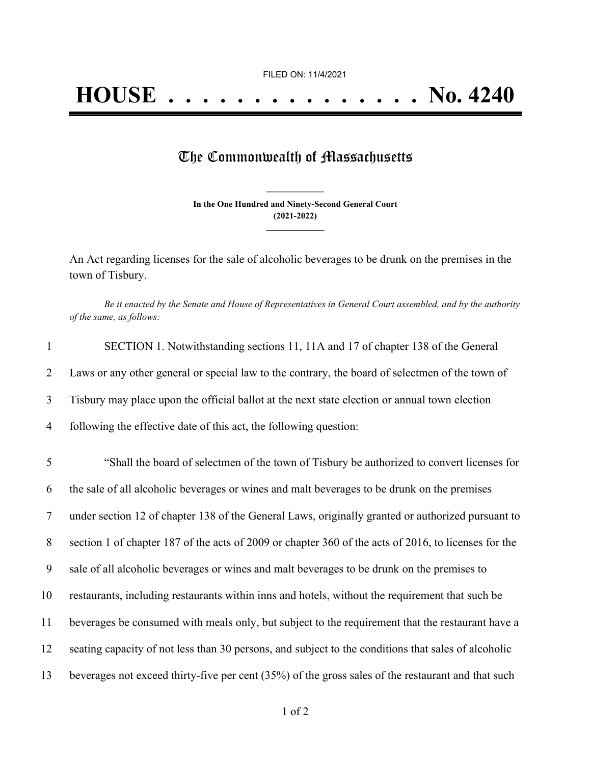FILED ON: 11/4/2021

# HOUSE . . . . . . . . . . . . . . . No. 4240

## The Commonwealth of Massachusetts

**In the One Hundred and Ninety-Second General Court**
**(2021-2022)**

An Act regarding licenses for the sale of alcoholic beverages to be drunk on the premises in the town of Tisbury.

*Be it enacted by the Senate and House of Representatives in General Court assembled, and by the authority of the same, as follows:*

1 SECTION 1. Notwithstanding sections 11, 11A and 17 of chapter 138 of the General
2 Laws or any other general or special law to the contrary, the board of selectmen of the town of
3 Tisbury may place upon the official ballot at the next state election or annual town election
4 following the effective date of this act, the following question:

5 "Shall the board of selectmen of the town of Tisbury be authorized to convert licenses for
6 the sale of all alcoholic beverages or wines and malt beverages to be drunk on the premises
7 under section 12 of chapter 138 of the General Laws, originally granted or authorized pursuant to
8 section 1 of chapter 187 of the acts of 2009 or chapter 360 of the acts of 2016, to licenses for the
9 sale of all alcoholic beverages or wines and malt beverages to be drunk on the premises to
10 restaurants, including restaurants within inns and hotels, without the requirement that such be
11 beverages be consumed with meals only, but subject to the requirement that the restaurant have a
12 seating capacity of not less than 30 persons, and subject to the conditions that sales of alcoholic
13 beverages not exceed thirty-five per cent (35%) of the gross sales of the restaurant and that such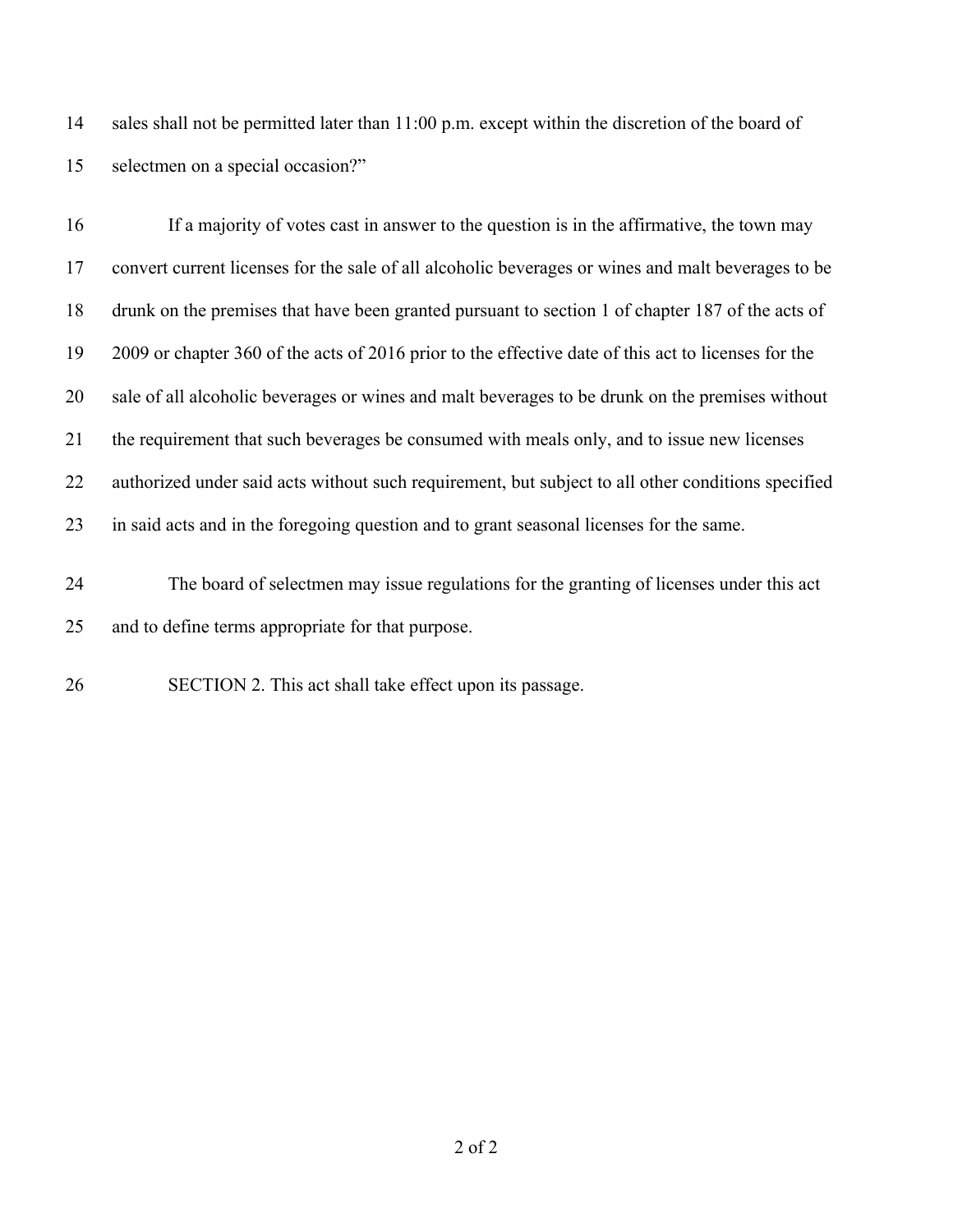sales shall not be permitted later than 11:00 p.m. except within the discretion of the board of selectmen on a special occasion?"

If a majority of votes cast in answer to the question is in the affirmative, the town may convert current licenses for the sale of all alcoholic beverages or wines and malt beverages to be drunk on the premises that have been granted pursuant to section 1 of chapter 187 of the acts of 2009 or chapter 360 of the acts of 2016 prior to the effective date of this act to licenses for the sale of all alcoholic beverages or wines and malt beverages to be drunk on the premises without the requirement that such beverages be consumed with meals only, and to issue new licenses authorized under said acts without such requirement, but subject to all other conditions specified in said acts and in the foregoing question and to grant seasonal licenses for the same.

The board of selectmen may issue regulations for the granting of licenses under this act and to define terms appropriate for that purpose.

SECTION 2. This act shall take effect upon its passage.